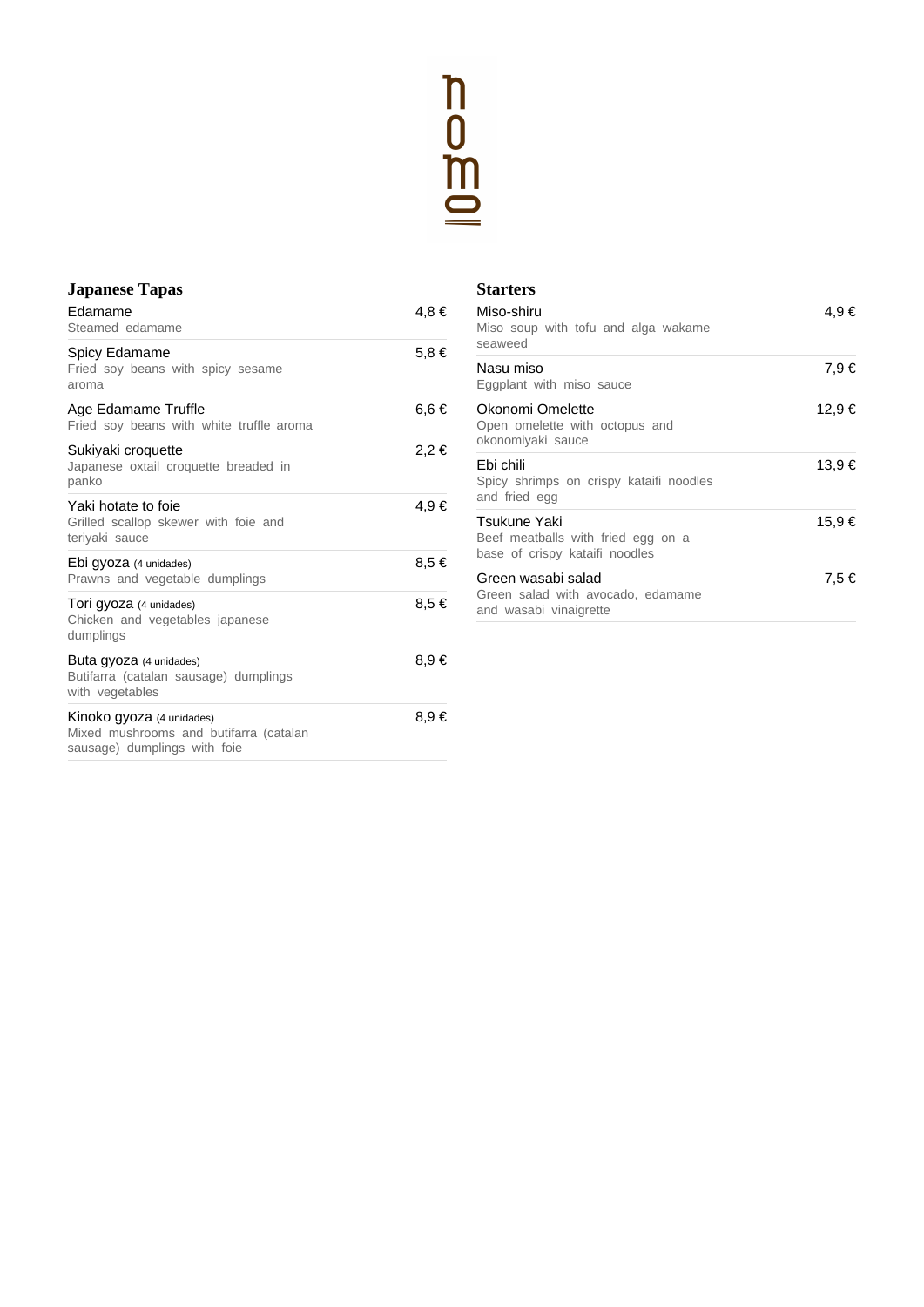# nomo

## Japanese Tapas

**Edamame** — 4,8 €
Steamed edamame

**Spicy Edamame** — 5,8 €
Fried soy beans with spicy sesame aroma

**Age Edamame Truffle** — 6,6 €
Fried soy beans with white truffle aroma

**Sukiyaki croquette** — 2,2 €
Japanese oxtail croquette breaded in panko

**Yaki hotate to foie** — 4,9 €
Grilled scallop skewer with foie and teriyaki sauce

**Ebi gyoza** (4 unidades) — 8,5 €
Prawns and vegetable dumplings

**Tori gyoza** (4 unidades) — 8,5 €
Chicken and vegetables japanese dumplings

**Buta gyoza** (4 unidades) — 8,9 €
Butifarra (catalan sausage) dumplings with vegetables

**Kinoko gyoza** (4 unidades) — 8,9 €
Mixed mushrooms and butifarra (catalan sausage) dumplings with foie

## Starters

**Miso-shiru** — 4,9 €
Miso soup with tofu and alga wakame seaweed

**Nasu miso** — 7,9 €
Eggplant with miso sauce

**Okonomi Omelette** — 12,9 €
Open omelette with octopus and okonomiyaki sauce

**Ebi chili** — 13,9 €
Spicy shrimps on crispy kataifi noodles and fried egg

**Tsukune Yaki** — 15,9 €
Beef meatballs with fried egg on a base of crispy kataifi noodles

**Green wasabi salad** — 7,5 €
Green salad with avocado, edamame and wasabi vinaigrette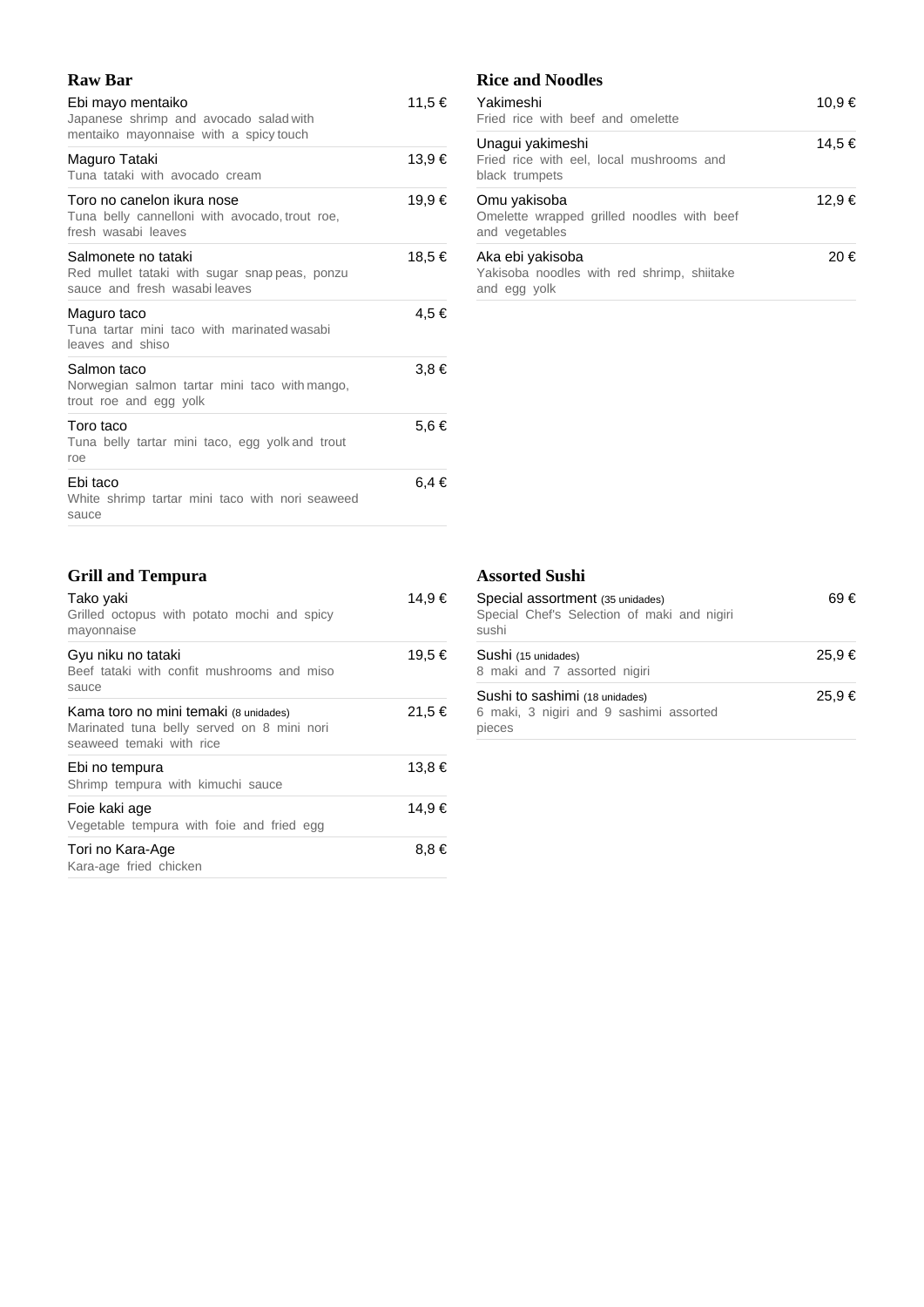## Raw Bar

| Item | Price |
|---|---|
| Ebi mayo mentaiko<br>Japanese shrimp and avocado salad with mentaiko mayonnaise with a spicy touch | 11,5 € |
| Maguro Tataki<br>Tuna tataki with avocado cream | 13,9 € |
| Toro no canelon ikura nose<br>Tuna belly cannelloni with avocado, trout roe, fresh wasabi leaves | 19,9 € |
| Salmonete no tataki<br>Red mullet tataki with sugar snap peas, ponzu sauce and fresh wasabi leaves | 18,5 € |
| Maguro taco<br>Tuna tartar mini taco with marinated wasabi leaves and shiso | 4,5 € |
| Salmon taco<br>Norwegian salmon tartar mini taco with mango, trout roe and egg yolk | 3,8 € |
| Toro taco<br>Tuna belly tartar mini taco, egg yolk and trout roe | 5,6 € |
| Ebi taco<br>White shrimp tartar mini taco with nori seaweed sauce | 6,4 € |

## Rice and Noodles

| Item | Price |
|---|---|
| Yakimeshi<br>Fried rice with beef and omelette | 10,9 € |
| Unagui yakimeshi<br>Fried rice with eel, local mushrooms and black trumpets | 14,5 € |
| Omu yakisoba<br>Omelette wrapped grilled noodles with beef and vegetables | 12,9 € |
| Aka ebi yakisoba<br>Yakisoba noodles with red shrimp, shiitake and egg yolk | 20 € |

## Grill and Tempura

| Item | Price |
|---|---|
| Tako yaki<br>Grilled octopus with potato mochi and spicy mayonnaise | 14,9 € |
| Gyu niku no tataki<br>Beef tataki with confit mushrooms and miso sauce | 19,5 € |
| Kama toro no mini temaki (8 unidades)<br>Marinated tuna belly served on 8 mini nori seaweed temaki with rice | 21,5 € |
| Ebi no tempura<br>Shrimp tempura with kimuchi sauce | 13,8 € |
| Foie kaki age<br>Vegetable tempura with foie and fried egg | 14,9 € |
| Tori no Kara-Age<br>Kara-age fried chicken | 8,8 € |

## Assorted Sushi

| Item | Price |
|---|---|
| Special assortment (35 unidades)<br>Special Chef's Selection of maki and nigiri sushi | 69 € |
| Sushi (15 unidades)<br>8 maki and 7 assorted nigiri | 25,9 € |
| Sushi to sashimi (18 unidades)<br>6 maki, 3 nigiri and 9 sashimi assorted pieces | 25,9 € |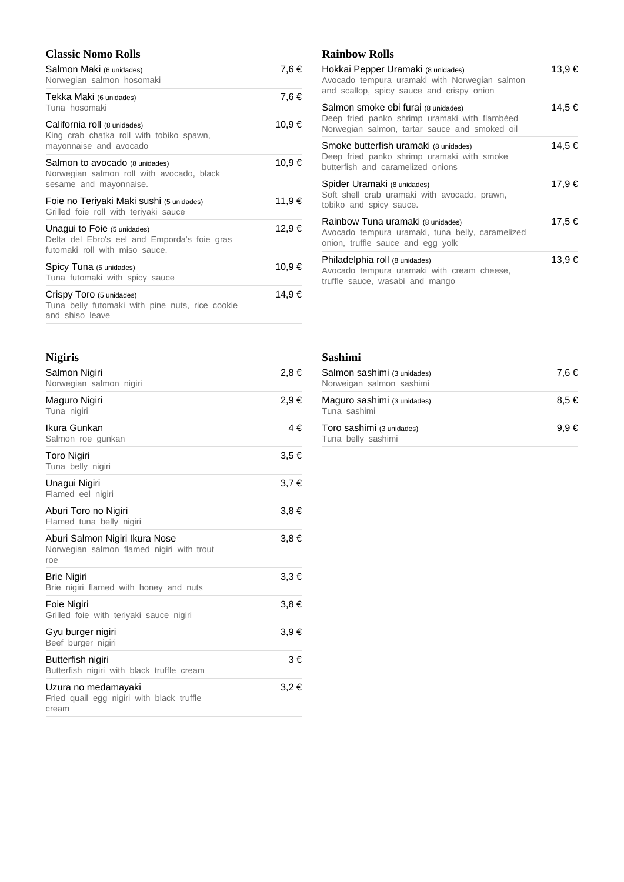## Classic Nomo Rolls

| Item | Price |
| --- | --- |
| Salmon Maki (6 unidades)<br>Norwegian salmon hosomaki | 7,6 € |
| Tekka Maki (6 unidades)<br>Tuna hosomaki | 7,6 € |
| California roll (8 unidades)<br>King crab chatka roll with tobiko spawn, mayonnaise and avocado | 10,9 € |
| Salmon to avocado (8 unidades)<br>Norwegian salmon roll with avocado, black sesame and mayonnaise. | 10,9 € |
| Foie no Teriyaki Maki sushi (5 unidades)<br>Grilled foie roll with teriyaki sauce | 11,9 € |
| Unagui to Foie (5 unidades)<br>Delta del Ebro's eel and Emporda's foie gras futomaki roll with miso sauce. | 12,9 € |
| Spicy Tuna (5 unidades)<br>Tuna futomaki with spicy sauce | 10,9 € |
| Crispy Toro (5 unidades)<br>Tuna belly futomaki with pine nuts, rice cookie and shiso leave | 14,9 € |

## Rainbow Rolls

| Item | Price |
| --- | --- |
| Hokkai Pepper Uramaki (8 unidades)<br>Avocado tempura uramaki with Norwegian salmon and scallop, spicy sauce and crispy onion | 13,9 € |
| Salmon smoke ebi furai (8 unidades)<br>Deep fried panko shrimp uramaki with flambéed Norwegian salmon, tartar sauce and smoked oil | 14,5 € |
| Smoke butterfish uramaki (8 unidades)<br>Deep fried panko shrimp uramaki with smoke butterfish and caramelized onions | 14,5 € |
| Spider Uramaki (8 unidades)<br>Soft shell crab uramaki with avocado, prawn, tobiko and spicy sauce. | 17,9 € |
| Rainbow Tuna uramaki (8 unidades)<br>Avocado tempura uramaki, tuna belly, caramelized onion, truffle sauce and egg yolk | 17,5 € |
| Philadelphia roll (8 unidades)<br>Avocado tempura uramaki with cream cheese, truffle sauce, wasabi and mango | 13,9 € |

## Nigiris

| Item | Price |
| --- | --- |
| Salmon Nigiri<br>Norwegian salmon nigiri | 2,8 € |
| Maguro Nigiri<br>Tuna nigiri | 2,9 € |
| Ikura Gunkan<br>Salmon roe gunkan | 4 € |
| Toro Nigiri<br>Tuna belly nigiri | 3,5 € |
| Unagui Nigiri<br>Flamed eel nigiri | 3,7 € |
| Aburi Toro no Nigiri<br>Flamed tuna belly nigiri | 3,8 € |
| Aburi Salmon Nigiri Ikura Nose<br>Norwegian salmon flamed nigiri with trout roe | 3,8 € |
| Brie Nigiri<br>Brie nigiri flamed with honey and nuts | 3,3 € |
| Foie Nigiri<br>Grilled foie with teriyaki sauce nigiri | 3,8 € |
| Gyu burger nigiri<br>Beef burger nigiri | 3,9 € |
| Butterfish nigiri<br>Butterfish nigiri with black truffle cream | 3 € |
| Uzura no medamayaki<br>Fried quail egg nigiri with black truffle cream | 3,2 € |

## Sashimi

| Item | Price |
| --- | --- |
| Salmon sashimi (3 unidades)<br>Norweigan salmon sashimi | 7,6 € |
| Maguro sashimi (3 unidades)<br>Tuna sashimi | 8,5 € |
| Toro sashimi (3 unidades)<br>Tuna belly sashimi | 9,9 € |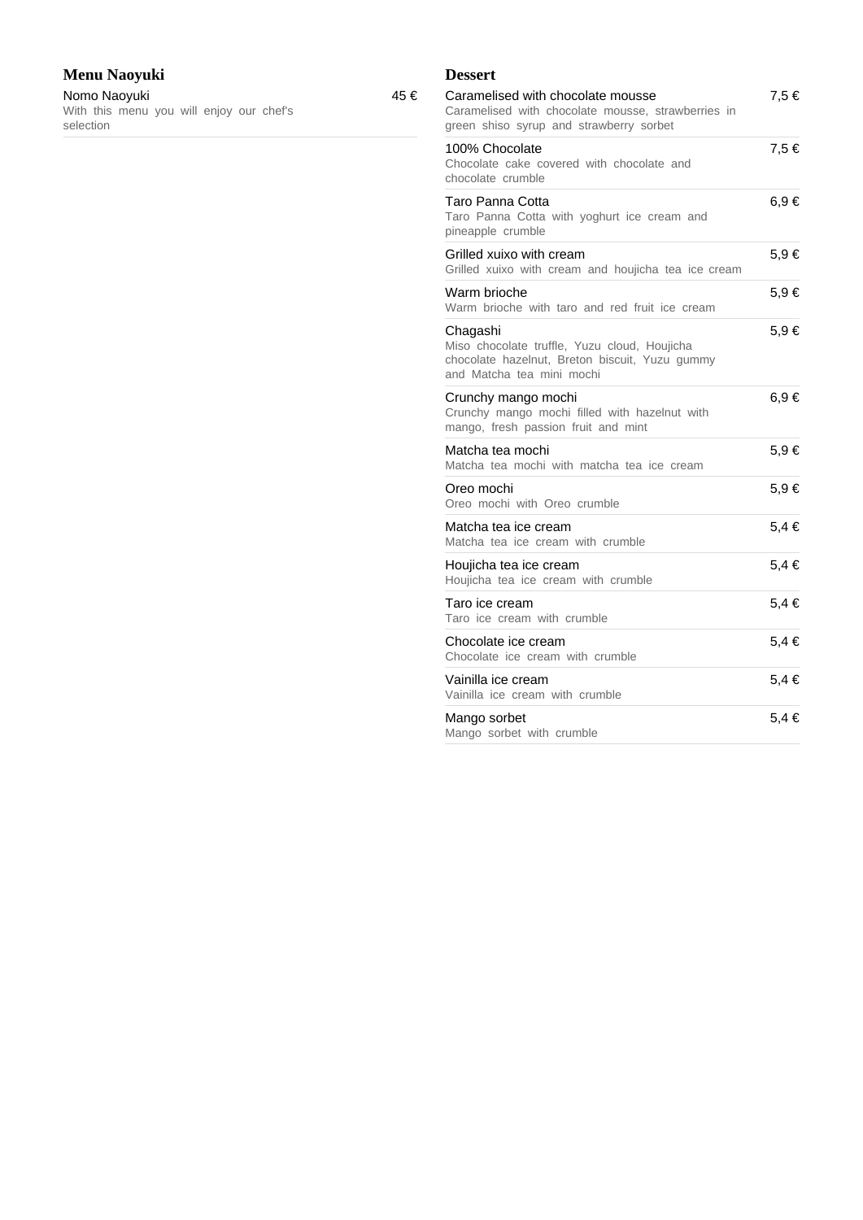## Menu Naoyuki

**Nomo Naoyuki** — 45 €
With this menu you will enjoy our chef's selection

## Dessert

**Caramelised with chocolate mousse** — 7,5 €
Caramelised with chocolate mousse, strawberries in green shiso syrup and strawberry sorbet

**100% Chocolate** — 7,5 €
Chocolate cake covered with chocolate and chocolate crumble

**Taro Panna Cotta** — 6,9 €
Taro Panna Cotta with yoghurt ice cream and pineapple crumble

**Grilled xuixo with cream** — 5,9 €
Grilled xuixo with cream and houjicha tea ice cream

**Warm brioche** — 5,9 €
Warm brioche with taro and red fruit ice cream

**Chagashi** — 5,9 €
Miso chocolate truffle, Yuzu cloud, Houjicha chocolate hazelnut, Breton biscuit, Yuzu gummy and Matcha tea mini mochi

**Crunchy mango mochi** — 6,9 €
Crunchy mango mochi filled with hazelnut with mango, fresh passion fruit and mint

**Matcha tea mochi** — 5,9 €
Matcha tea mochi with matcha tea ice cream

**Oreo mochi** — 5,9 €
Oreo mochi with Oreo crumble

**Matcha tea ice cream** — 5,4 €
Matcha tea ice cream with crumble

**Houjicha tea ice cream** — 5,4 €
Houjicha tea ice cream with crumble

**Taro ice cream** — 5,4 €
Taro ice cream with crumble

**Chocolate ice cream** — 5,4 €
Chocolate ice cream with crumble

**Vainilla ice cream** — 5,4 €
Vainilla ice cream with crumble

**Mango sorbet** — 5,4 €
Mango sorbet with crumble